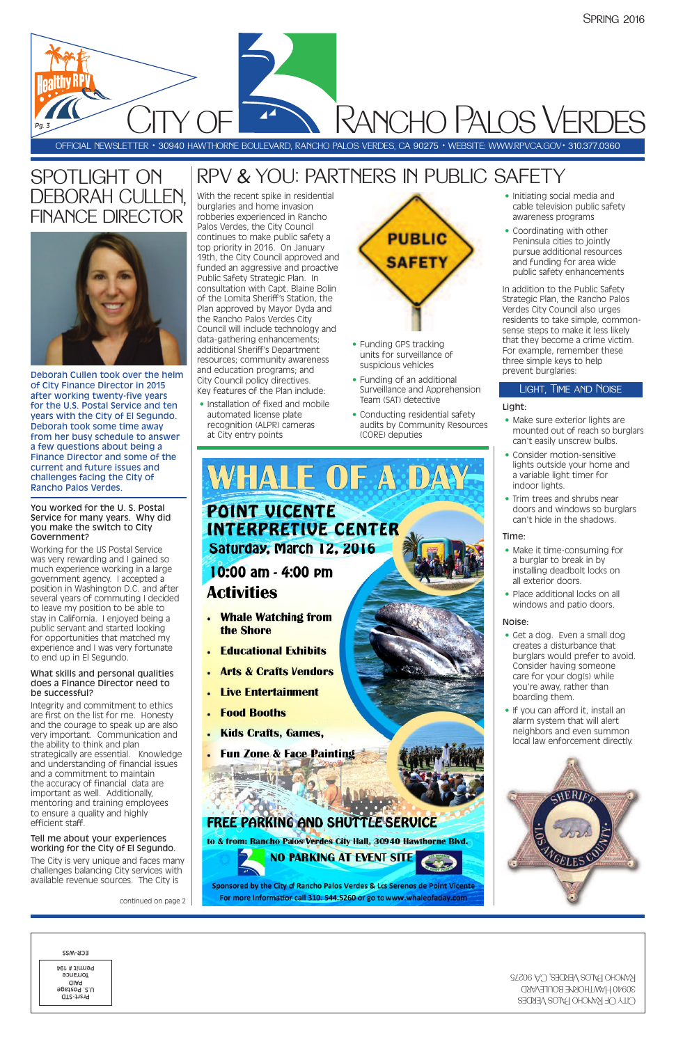Spring 2016

# City of Rancho Palos Verdes

OFFICIAL NEWSLETTER • 30940 HAWTHORNE BOULEVARD, RANCHO PALOS VERDES, CA 90275 • WEBSITE: WWW.RPVCA.GOV • 310.377.0360

## SPOTLIGHT ON DEBORAH CULLEN, FINANCE DIRECTOR

Deborah Cullen took over the helm of City Finance Director in 2015 after working twenty-five years for the U.S. Postal Service and ten years with the City of El Segundo. Deborah took some time away from her busy schedule to answer a few questions about being a Finance Director and some of the current and future issues and challenges facing the City of Rancho Palos Verdes.

**You worked for the U. S. Postal Service for many years. Why did you make the switch to City Government?**

Working for the US Postal Service was very rewarding and I gained so much experience working in a large government agency. I accepted a position in Washington D.C. and after several years of commuting I decided to leave my position to be able to stay in California. I enjoyed being a public servant and started looking for opportunities that matched my experience and I was very fortunate to end up in El Segundo.

**What skills and personal qualities does a Finance Director need to be successful?**

Integrity and commitment to ethics are first on the list for me. Honesty and the courage to speak up are also very important. Communication and the ability to think and plan strategically are essential. Knowledge and understanding of financial issues and a commitment to maintain the accuracy of financial data are important as well. Additionally, mentoring and training employees to ensure a quality and highly efficient staff.

**Tell me about your experiences working for the City of El Segundo.**

The City is very unique and faces many challenges balancing City services with available revenue sources. The City is

continued on page 2

## RPV & YOU: PARTNERS IN PUBLIC SAFETY

With the recent spike in residential burglaries and home invasion robberies experienced in Rancho Palos Verdes, the City Council continues to make public safety a top priority in 2016. On January 19th, the City Council approved and funded an aggressive and proactive Public Safety Strategic Plan. In consultation with Capt. Blaine Bolin of the Lomita Sheriff's Station, the Plan approved by Mayor Dyda and the Rancho Palos Verdes City Council will include technology and data-gathering enhancements; additional Sheriff's Department resources; community awareness and education programs; and City Council policy directives. Key features of the Plan include:

- Installation of fixed and mobile automated license plate recognition (ALPR) cameras at City entry points
- Funding GPS tracking units for surveillance of suspicious vehicles
- Funding of an additional Surveillance and Apprehension Team (SAT) detective
- Conducting residential safety audits by Community Resources (CORE) deputies
- Initiating social media and cable television public safety awareness programs
- Coordinating with other Peninsula cities to jointly pursue additional resources and funding for area wide public safety enhancements

In addition to the Public Safety Strategic Plan, the Rancho Palos Verdes City Council also urges residents to take simple, common-sense steps to make it less likely that they become a crime victim. For example, remember these three simple keys to help prevent burglaries:

### Light, Time and Noise

**Light:**

- Make sure exterior lights are mounted out of reach so burglars can't easily unscrew bulbs.
- Consider motion-sensitive lights outside your home and a variable light timer for indoor lights.
- Trim trees and shrubs near doors and windows so burglars can't hide in the shadows.

**Time:**

- Make it time-consuming for a burglar to break in by installing deadbolt locks on all exterior doors.
- Place additional locks on all windows and patio doors.

**Noise:**

- Get a dog. Even a small dog creates a disturbance that burglars would prefer to avoid. Consider having someone care for your dog(s) while you're away, rather than boarding them.
- If you can afford it, install an alarm system that will alert neighbors and even summon local law enforcement directly.

## WHALE OF A DAY

**POINT VICENTE INTERPRETIVE CENTER**

**Saturday, March 12, 2016**

**10:00 am - 4:00 pm**

**Activities**

- Whale Watching from the Shore
- Educational Exhibits
- Arts & Crafts Vendors
- Live Entertainment
- Food Booths
- Kids Crafts, Games,
- Fun Zone & Face Painting

**FREE PARKING AND SHUTTLE SERVICE**

to & from: Rancho Palos Verdes City Hall, 30940 Hawthorne Blvd.

**NO PARKING AT EVENT SITE**

Sponsored by the City of Rancho Palos Verdes & Los Serenos de Point Vicente

For more information call 310. 544.5260 or go to www.whaleofaday.com

City of Rancho Palos Verdes
30940 Hawthorne Boulevard
Rancho Palos Verdes, CA 90275

Prsrt-STD
U.S. Postage
PAID
Torrance
Permit # 194

ECR-WSS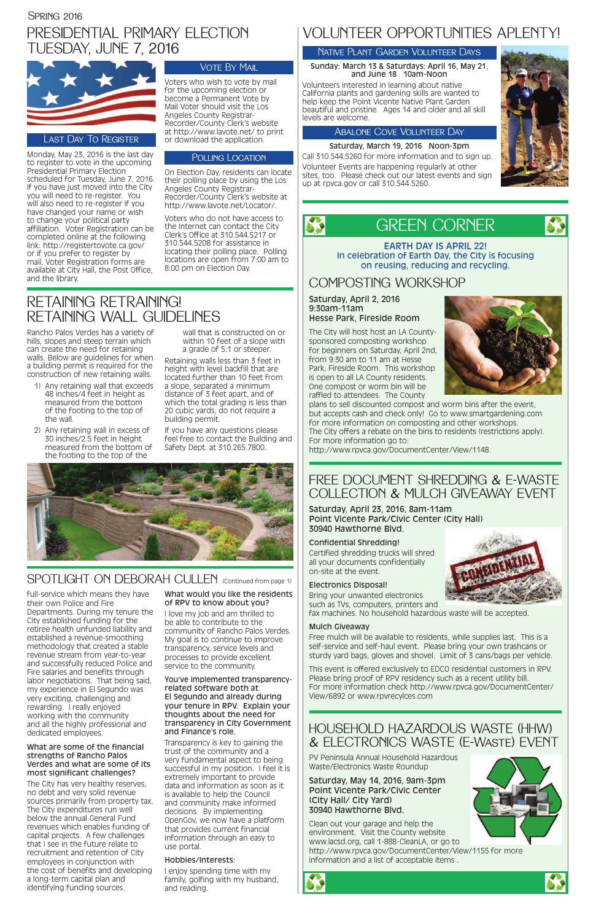Spring 2016

# PRESIDENTIAL PRIMARY ELECTION TUESDAY, JUNE 7, 2016

### Last Day To Register

Monday, May 23, 2016 is the last day to register to vote in the upcoming Presidential Primary Election scheduled for Tuesday, June 7, 2016. If you have just moved into the City you will need to re-register. You will also need to re-register if you have changed your name or wish to change your political party affiliation. Voter Registration can be completed online at the following link: http://registertovote.ca.gov/ or if you prefer to register by mail, Voter Registration forms are available at City Hall, the Post Office, and the library.

### Vote By Mail

Voters who wish to vote by mail for the upcoming election or become a Permanent Vote by Mail Voter should visit the Los Angeles County Registrar-Recorder/County Clerk's website at http://www.lavote.net/ to print or download the application.

### Polling Location

On Election Day, residents can locate their polling place by using the Los Angeles County Registrar-Recorder/County Clerk's website at http://www.lavote.net/Locator/.

Voters who do not have access to the Internet can contact the City Clerk's Office at 310.544.5217 or 310.544.5208 for assistance in locating their polling place. Polling locations are open from 7:00 am to 8:00 pm on Election Day.

# RETAINING RETRAINING! RETAINING WALL GUIDELINES

Rancho Palos Verdes has a variety of hills, slopes and steep terrain which can create the need for retaining walls. Below are guidelines for when a building permit is required for the construction of new retaining walls.

1) Any retaining wall that exceeds 48 inches/4 feet in height as measured from the bottom of the footing to the top of the wall.
2) Any retaining wall in excess of 30 inches/2.5 feet in height measured from the bottom of the footing to the top of the wall that is constructed on or within 10 feet of a slope with a grade of 5:1 or steeper.

Retaining walls less than 3 feet in height with level backfill that are located further than 10 feet from a slope, separated a minimum distance of 3 feet apart, and of which the total grading is less than 20 cubic yards, do not require a building permit.

If you have any questions please feel free to contact the Building and Safety Dept. at 310.265.7800.

# SPOTLIGHT ON DEBORAH CULLEN (Continued from page 1)

full-service which means they have their own Police and Fire Departments. During my tenure the City established funding for the retiree health unfunded liability and established a revenue-smoothing methodology that created a stable revenue stream from year-to-year and successfully reduced Police and Fire salaries and benefits through labor negotiations. That being said, my experience in El Segundo was very exciting, challenging and rewarding. I really enjoyed working with the community and all the highly professional and dedicated employees.

**What are some of the financial strengths of Rancho Palos Verdes and what are some of its most significant challenges?**

The City has very healthy reserves, no debt and very solid revenue sources primarily from property tax. The City expenditures run well below the annual General Fund revenues which enables funding of capital projects. A few challenges that I see in the future relate to recruitment and retention of City employees in conjunction with the cost of benefits and developing a long-term capital plan and identifying funding sources.

**What would you like the residents of RPV to know about you?**

I love my job and am thrilled to be able to contribute to the community of Rancho Palos Verdes. My goal is to continue to improve transparency, service levels and processes to provide excellent service to the community.

**You've implemented transparency-related software both at El Segundo and already during your tenure in RPV. Explain your thoughts about the need for transparency in City Government and Finance's role.**

Transparency is key to gaining the trust of the community and a very fundamental aspect to being successful in my position. I feel it is extremely important to provide data and information as soon as it is available to help the Council and community make informed decisions. By implementing OpenGov, we now have a platform that provides current financial information through an easy to use portal.

**Hobbies/Interests:**

I enjoy spending time with my family, golfing with my husband, and reading.

# VOLUNTEER OPPORTUNITIES APLENTY!

### Native Plant Garden Volunteer Days

**Sunday: March 13 & Saturdays: April 16, May 21, and June 18 10am-Noon**

Volunteers interested in learning about native California plants and gardening skills are wanted to help keep the Point Vicente Native Plant Garden beautiful and pristine. Ages 14 and older and all skill levels are welcome.

### Abalone Cove Volunteer Day

**Saturday, March 19, 2016 Noon-3pm**

Call 310.544.5260 for more information and to sign up.

Volunteer Events are happening regularly at other sites, too. Please check out our latest events and sign up at rpvca.gov or call 310.544.5260.

# GREEN CORNER

**EARTH DAY IS APRIL 22! In celebration of Earth Day, the City is focusing on reusing, reducing and recycling.**

## COMPOSTING WORKSHOP

**Saturday, April 2, 2016**
**9:30am-11am**
**Hesse Park, Fireside Room**

The City will host host an LA County-sponsored composting workshop for beginners on Saturday, April 2nd, from 9:30 am to 11 am at Hesse Park, Fireside Room. This workshop is open to all LA County residents. One compost or worm bin will be raffled to attendees. The County plans to sell discounted compost and worm bins after the event, but accepts cash and check only! Go to www.smartgardening.com for more information on composting and other workshops. The City offers a rebate on the bins to residents (restrictions apply). For more information go to: http://www.rpvca.gov/DocumentCenter/View/1148.

## FREE DOCUMENT SHREDDING & E-WASTE COLLECTION & MULCH GIVEAWAY EVENT

**Saturday, April 23, 2016, 8am-11am**
**Point Vicente Park/Civic Center (City Hall)**
**30940 Hawthorne Blvd.**

**Confidential Shredding!**

Certified shredding trucks will shred all your documents confidentially on-site at the event.

**Electronics Disposal!**

Bring your unwanted electronics such as TVs, computers, printers and fax machines. No household hazardous waste will be accepted.

**Mulch Giveaway**

Free mulch will be available to residents, while supplies last. This is a self-service and self-haul event. Please bring your own trashcans or sturdy yard bags, gloves and shovel. Limit of 3 cans/bags per vehicle.

This event is offered exclusively to EDCO residential customers in RPV. Please bring proof of RPV residency such as a recent utility bill. For more information check http://www.rpvca.gov/DocumentCenter/View/6892 or www.rpvrecycles.com

## HOUSEHOLD HAZARDOUS WASTE (HHW) & ELECTRONICS WASTE (E-WASTE) EVENT

PV Peninsula Annual Household Hazardous Waste/Electronics Waste Roundup

**Saturday, May 14, 2016, 9am-3pm**
**Point Vicente Park/Civic Center (City Hall/ City Yard)**
**30940 Hawthorne Blvd.**

Clean out your garage and help the environment. Visit the County website www.lacsd.org, call 1-888-CleanLA, or go to http://www.rpvca.gov/DocumentCenter/View/1155 for more information and a list of acceptable items .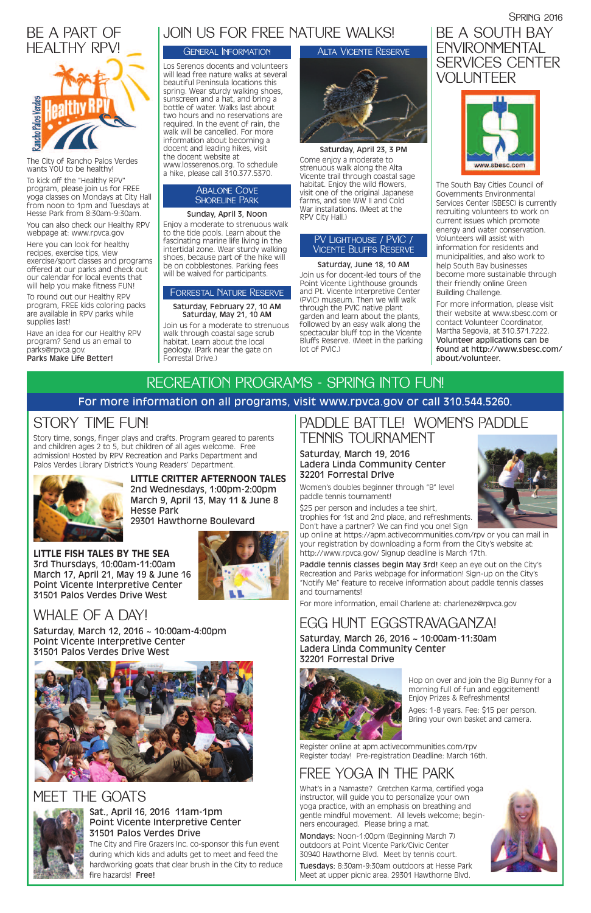Spring 2016

# BE A PART OF HEALTHY RPV!

The City of Rancho Palos Verdes wants YOU to be healthy!

To kick off the "Healthy RPV" program, please join us for FREE yoga classes on Mondays at City Hall from noon to 1pm and Tuesdays at Hesse Park from 8:30am-9:30am.

You can also check our Healthy RPV webpage at: www.rpvca.gov

Here you can look for healthy recipes, exercise tips, view exercise/sport classes and programs offered at our parks and check out our calendar for local events that will help you make fitness FUN!

To round out our Healthy RPV program, FREE kids coloring packs are available in RPV parks while supplies last!

Have an idea for our Healthy RPV program? Send us an email to parks@rpvca.gov.

**Parks Make Life Better!**

# JOIN US FOR FREE NATURE WALKS!

## General Information

Los Serenos docents and volunteers will lead free nature walks at several beautiful Peninsula locations this spring. Wear sturdy walking shoes, sunscreen and a hat, and bring a bottle of water. Walks last about two hours and no reservations are required. In the event of rain, the walk will be cancelled. For more information about becoming a docent and leading hikes, visit the docent website at www.losserenos.org. To schedule a hike, please call 310.377.5370.

## Abalone Cove Shoreline Park

**Sunday, April 3, Noon**

Enjoy a moderate to strenuous walk to the tide pools. Learn about the fascinating marine life living in the intertidal zone. Wear sturdy walking shoes, because part of the hike will be on cobblestones. Parking fees will be waived for participants.

## Forrestal Nature Reserve

**Saturday, February 27, 10 AM**
**Saturday, May 21, 10 AM**

Join us for a moderate to strenuous walk through coastal sage scrub habitat. Learn about the local geology. (Park near the gate on Forrestal Drive.)

## Alta Vicente Reserve

**Saturday, April 23, 3 PM**

Come enjoy a moderate to strenuous walk along the Alta Vicente trail through coastal sage habitat. Enjoy the wild flowers, visit one of the original Japanese farms, and see WW II and Cold War installations. (Meet at the RPV City Hall.)

## PV Lighthouse / PVIC / Vicente Bluffs Reserve

**Saturday, June 18, 10 AM**

Join us for docent-led tours of the Point Vicente Lighthouse grounds and Pt. Vicente Interpretive Center (PVIC) museum. Then we will walk through the PVIC native plant garden and learn about the plants, followed by an easy walk along the spectacular bluff top in the Vicente Bluffs Reserve. (Meet in the parking lot of PVIC.)

# BE A SOUTH BAY ENVIRONMENTAL SERVICES CENTER VOLUNTEER

www.sbesc.com

The South Bay Cities Council of Governments Environmental Services Center (SBESC) is currently recruiting volunteers to work on current issues which promote energy and water conservation. Volunteers will assist with information for residents and municipalities, and also work to help South Bay businesses become more sustainable through their friendly online Green Building Challenge.

For more information, please visit their website at www.sbesc.com or contact Volunteer Coordinator, Martha Segovia, at 310.371.7222. **Volunteer applications can be found at http://www.sbesc.com/about/volunteer.**

# RECREATION PROGRAMS - SPRING INTO FUN!

**For more information on all programs, visit www.rpvca.gov or call 310.544.5260.**

## STORY TIME FUN!

Story time, songs, finger plays and crafts. Program geared to parents and children ages 2 to 5, but children of all ages welcome. Free admission! Hosted by RPV Recreation and Parks Department and Palos Verdes Library District's Young Readers' Department.

**LITTLE CRITTER AFTERNOON TALES**
**2nd Wednesdays, 1:00pm-2:00pm**
**March 9, April 13, May 11 & June 8**
**Hesse Park**
**29301 Hawthorne Boulevard**

**LITTLE FISH TALES BY THE SEA**
**3rd Thursdays, 10:00am-11:00am**
**March 17, April 21, May 19 & June 16**
**Point Vicente Interpretive Center**
**31501 Palos Verdes Drive West**

## WHALE OF A DAY!

**Saturday, March 12, 2016 ~ 10:00am-4:00pm**
**Point Vicente Interpretive Center**
**31501 Palos Verdes Drive West**

## MEET THE GOATS

**Sat., April 16, 2016 11am-1pm**
**Point Vicente Interpretive Center**
**31501 Palos Verdes Drive**

The City and Fire Grazers Inc. co-sponsor this fun event during which kids and adults get to meet and feed the hardworking goats that clear brush in the City to reduce fire hazards! **Free!**

## PADDLE BATTLE! WOMEN'S PADDLE TENNIS TOURNAMENT

**Saturday, March 19, 2016**
**Ladera Linda Community Center**
**32201 Forrestal Drive**

Women's doubles beginner through "B" level paddle tennis tournament!

$25 per person and includes a tee shirt, trophies for 1st and 2nd place, and refreshments. Don't have a partner? We can find you one! Sign up online at https://apm.activecommunities.com/rpv or you can mail in your registration by downloading a form from the City's website at: http://www.rpvca.gov/ Signup deadline is March 17th.

**Paddle tennis classes begin May 3rd!** Keep an eye out on the City's Recreation and Parks webpage for information! Sign-up on the City's "Notify Me" feature to receive information about paddle tennis classes and tournaments!

For more information, email Charlene at: charlenez@rpvca.gov

## EGG HUNT EGGSTRAVAGANZA!

**Saturday, March 26, 2016 ~ 10:00am-11:30am**
**Ladera Linda Community Center**
**32201 Forrestal Drive**

Hop on over and join the Big Bunny for a morning full of fun and eggcitement! Enjoy Prizes & Refreshments!

Ages: 1-8 years. Fee: $15 per person. Bring your own basket and camera.

Register online at apm.activecommunities.com/rpv
Register today! Pre-registration Deadline: March 16th.

## FREE YOGA IN THE PARK

What's in a Namaste? Gretchen Karma, certified yoga instructor, will guide you to personalize your own yoga practice, with an emphasis on breathing and gentle mindful movement. All levels welcome; beginners encouraged. Please bring a mat.

**Mondays:** Noon-1:00pm (Beginning March 7) outdoors at Point Vicente Park/Civic Center 30940 Hawthorne Blvd. Meet by tennis court.

**Tuesdays:** 8:30am-9:30am outdoors at Hesse Park Meet at upper picnic area. 29301 Hawthorne Blvd.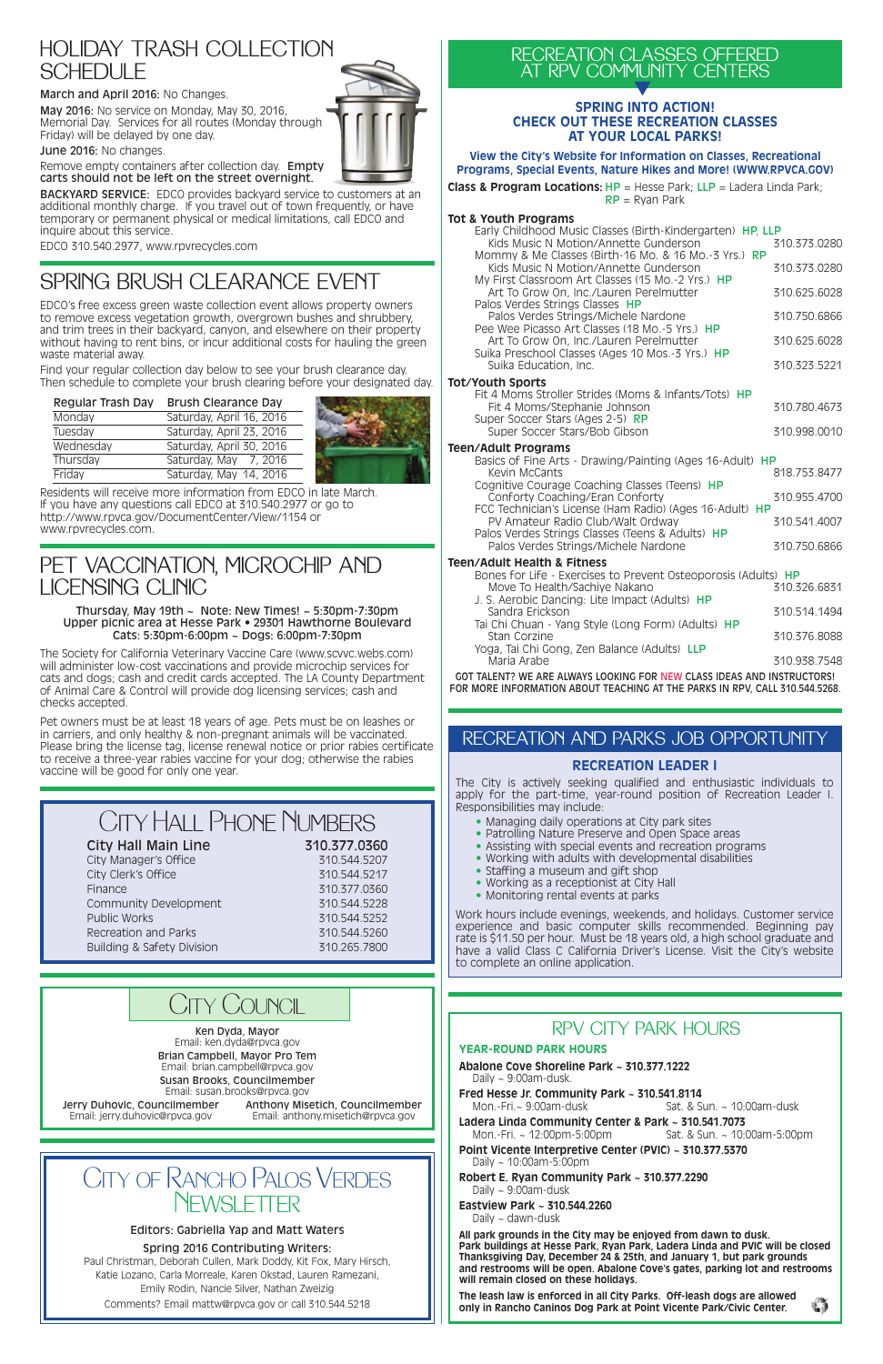# HOLIDAY TRASH COLLECTION SCHEDULE

**March and April 2016:** No Changes.

**May 2016:** No service on Monday, May 30, 2016, Memorial Day. Services for all routes (Monday through Friday) will be delayed by one day.

**June 2016:** No changes.

Remove empty containers after collection day. **Empty carts should not be left on the street overnight.**

**BACKYARD SERVICE:** EDCO provides backyard service to customers at an additional monthly charge. If you travel out of town frequently, or have temporary or permanent physical or medical limitations, call EDCO and inquire about this service.

EDCO 310.540.2977, www.rpvrecycles.com

# SPRING BRUSH CLEARANCE EVENT

EDCO's free excess green waste collection event allows property owners to remove excess vegetation growth, overgrown bushes and shrubbery, and trim trees in their backyard, canyon, and elsewhere on their property without having to rent bins, or incur additional costs for hauling the green waste material away.

Find your regular collection day below to see your brush clearance day. Then schedule to complete your brush clearing before your designated day.

| Regular Trash Day | Brush Clearance Day |
|---|---|
| Monday | Saturday, April 16, 2016 |
| Tuesday | Saturday, April 23, 2016 |
| Wednesday | Saturday, April 30, 2016 |
| Thursday | Saturday, May 7, 2016 |
| Friday | Saturday, May 14, 2016 |

Residents will receive more information from EDCO in late March. If you have any questions call EDCO at 310.540.2977 or go to http://www.rpvca.gov/DocumentCenter/View/1154 or www.rpvrecycles.com.

# PET VACCINATION, MICROCHIP AND LICENSING CLINIC

Thursday, May 19th ~ Note: New Times! ~ 5:30pm-7:30pm
Upper picnic area at Hesse Park • 29301 Hawthorne Boulevard
Cats: 5:30pm-6:00pm ~ Dogs: 6:00pm-7:30pm

The Society for California Veterinary Vaccine Care (www.scvvc.webs.com) will administer low-cost vaccinations and provide microchip services for cats and dogs; cash and credit cards accepted. The LA County Department of Animal Care & Control will provide dog licensing services; cash and checks accepted.

Pet owners must be at least 18 years of age. Pets must be on leashes or in carriers, and only healthy & non-pregnant animals will be vaccinated. Please bring the license tag, license renewal notice or prior rabies certificate to receive a three-year rabies vaccine for your dog; otherwise the rabies vaccine will be good for only one year.

# CITY HALL PHONE NUMBERS

| | |
|---|---|
| **City Hall Main Line** | **310.377.0360** |
| City Manager's Office | 310.544.5207 |
| City Clerk's Office | 310.544.5217 |
| Finance | 310.377.0360 |
| Community Development | 310.544.5228 |
| Public Works | 310.544.5252 |
| Recreation and Parks | 310.544.5260 |
| Building & Safety Division | 310.265.7800 |

# CITY COUNCIL

**Ken Dyda, Mayor**
Email: ken.dyda@rpvca.gov

**Brian Campbell, Mayor Pro Tem**
Email: brian.campbell@rpvca.gov

**Susan Brooks, Councilmember**
Email: susan.brooks@rpvca.gov

**Jerry Duhovic, Councilmember**
Email: jerry.duhovic@rpvca.gov

**Anthony Misetich, Councilmember**
Email: anthony.misetich@rpvca.gov

# CITY OF RANCHO PALOS VERDES NEWSLETTER

**Editors: Gabriella Yap and Matt Waters**

**Spring 2016 Contributing Writers:**
Paul Christman, Deborah Cullen, Mark Doddy, Kit Fox, Mary Hirsch, Katie Lozano, Carla Morreale, Karen Okstad, Lauren Ramezani, Emily Rodin, Nancie Silver, Nathan Zweizig

Comments? Email mattw@rpvca.gov or call 310.544.5218

# RECREATION CLASSES OFFERED AT RPV COMMUNITY CENTERS

**SPRING INTO ACTION!
CHECK OUT THESE RECREATION CLASSES
AT YOUR LOCAL PARKS!**

**View the City's Website for Information on Classes, Recreational Programs, Special Events, Nature Hikes and More! (WWW.RPVCA.GOV)**

**Class & Program Locations:** HP = Hesse Park; LLP = Ladera Linda Park; RP = Ryan Park

**Tot & Youth Programs**

- Early Childhood Music Classes (Birth-Kindergarten) HP, LLP
  - Kids Music N Motion/Annette Gunderson — 310.373.0280
- Mommy & Me Classes (Birth-16 Mo. & 16 Mo.-3 Yrs.) RP
  - Kids Music N Motion/Annette Gunderson — 310.373.0280
- My First Classroom Art Classes (15 Mo.-2 Yrs.) HP
  - Art To Grow On, Inc./Lauren Perelmutter — 310.625.6028
- Palos Verdes Strings Classes HP
  - Palos Verdes Strings/Michele Nardone — 310.750.6866
- Pee Wee Picasso Art Classes (18 Mo.-5 Yrs.) HP
  - Art To Grow On, Inc./Lauren Perelmutter — 310.625.6028
- Suika Preschool Classes (Ages 10 Mos.-3 Yrs.) HP
  - Suika Education, Inc. — 310.323.5221

**Tot/Youth Sports**

- Fit 4 Moms Stroller Strides (Moms & Infants/Tots) HP
  - Fit 4 Moms/Stephanie Johnson — 310.780.4673
- Super Soccer Stars (Ages 2-5) RP
  - Super Soccer Stars/Bob Gibson — 310.998.0010

**Teen/Adult Programs**

- Basics of Fine Arts - Drawing/Painting (Ages 16-Adult) HP
  - Kevin McCants — 818.753.8477
- Cognitive Courage Coaching Classes (Teens) HP
  - Conforty Coaching/Eran Conforty — 310.955.4700
- FCC Technician's License (Ham Radio) (Ages 16-Adult) HP
  - PV Amateur Radio Club/Walt Ordway — 310.541.4007
- Palos Verdes Strings Classes (Teens & Adults) HP
  - Palos Verdes Strings/Michele Nardone — 310.750.6866

**Teen/Adult Health & Fitness**

- Bones for Life - Exercises to Prevent Osteoporosis (Adults) HP
  - Move To Health/Sachiye Nakano — 310.326.6831
- J. S. Aerobic Dancing: Lite Impact (Adults) HP
  - Sandra Erickson — 310.514.1494
- Tai Chi Chuan - Yang Style (Long Form) (Adults) HP
  - Stan Corzine — 310.376.8088
- Yoga, Tai Chi Gong, Zen Balance (Adults) LLP
  - Maria Arabe — 310.938.7548

GOT TALENT? WE ARE ALWAYS LOOKING FOR NEW CLASS IDEAS AND INSTRUCTORS! FOR MORE INFORMATION ABOUT TEACHING AT THE PARKS IN RPV, CALL 310.544.5268.

# RECREATION AND PARKS JOB OPPORTUNITY

## RECREATION LEADER I

The City is actively seeking qualified and enthusiastic individuals to apply for the part-time, year-round position of Recreation Leader I. Responsibilities may include:

- Managing daily operations at City park sites
- Patrolling Nature Preserve and Open Space areas
- Assisting with special events and recreation programs
- Working with adults with developmental disabilities
- Staffing a museum and gift shop
- Working as a receptionist at City Hall
- Monitoring rental events at parks

Work hours include evenings, weekends, and holidays. Customer service experience and basic computer skills recommended. Beginning pay rate is $11.50 per hour. Must be 18 years old, a high school graduate and have a valid Class C California Driver's License. Visit the City's website to complete an online application.

# RPV CITY PARK HOURS

**YEAR-ROUND PARK HOURS**

**Abalone Cove Shoreline Park ~ 310.377.1222**
Daily ~ 9:00am-dusk.

**Fred Hesse Jr. Community Park ~ 310.541.8114**
Mon.-Fri. ~ 9:00am-dusk
Sat. & Sun. ~ 10:00am-dusk

**Ladera Linda Community Center & Park ~ 310.541.7073**
Mon.-Fri. ~ 12:00pm-5:00pm
Sat. & Sun. ~ 10:00am-5:00pm

**Point Vicente Interpretive Center (PVIC) ~ 310.377.5370**
Daily ~ 10:00am-5:00pm

**Robert E. Ryan Community Park ~ 310.377.2290**
Daily ~ 9:00am-dusk

**Eastview Park ~ 310.544.2260**
Daily ~ dawn-dusk

**All park grounds in the City may be enjoyed from dawn to dusk. Park buildings at Hesse Park, Ryan Park, Ladera Linda and PVIC will be closed Thanksgiving Day, December 24 & 25th, and January 1, but park grounds and restrooms will be open. Abalone Cove's gates, parking lot and restrooms will remain closed on these holidays.**

**The leash law is enforced in all City Parks. Off-leash dogs are allowed only in Rancho Caninos Dog Park at Point Vicente Park/Civic Center.**